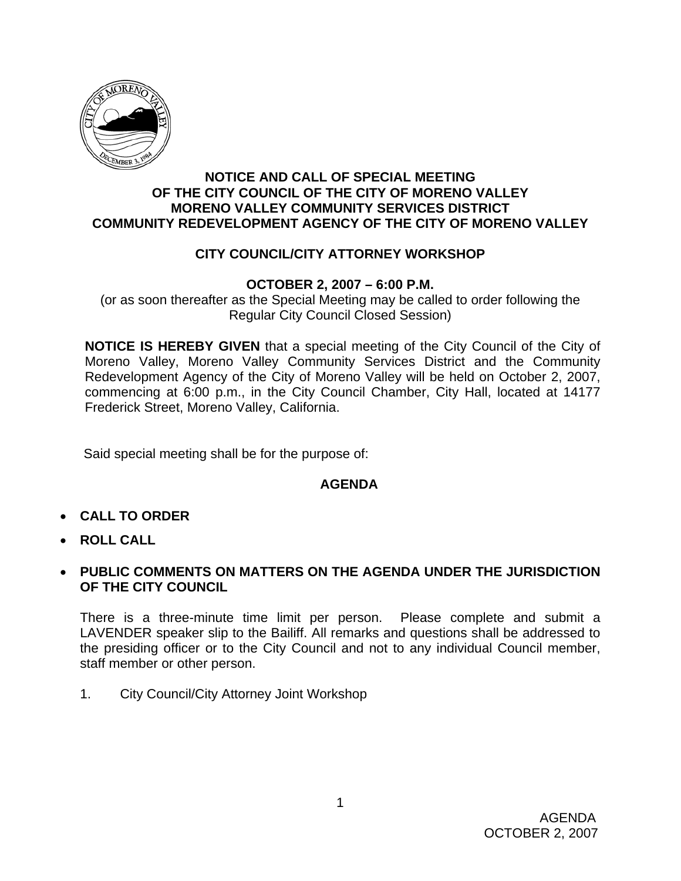**NOTICE AND CALL OF SPECIAL MEETING**
**OF THE CITY COUNCIL OF THE CITY OF MORENO VALLEY**
**MORENO VALLEY COMMUNITY SERVICES DISTRICT**
**COMMUNITY REDEVELOPMENT AGENCY OF THE CITY OF MORENO VALLEY**

**CITY COUNCIL/CITY ATTORNEY WORKSHOP**

**OCTOBER 2, 2007 – 6:00 P.M.**

(or as soon thereafter as the Special Meeting may be called to order following the Regular City Council Closed Session)

**NOTICE IS HEREBY GIVEN** that a special meeting of the City Council of the City of Moreno Valley, Moreno Valley Community Services District and the Community Redevelopment Agency of the City of Moreno Valley will be held on October 2, 2007, commencing at 6:00 p.m., in the City Council Chamber, City Hall, located at 14177 Frederick Street, Moreno Valley, California.

Said special meeting shall be for the purpose of:

**AGENDA**

- **CALL TO ORDER**
- **ROLL CALL**
- **PUBLIC COMMENTS ON MATTERS ON THE AGENDA UNDER THE JURISDICTION OF THE CITY COUNCIL**

There is a three-minute time limit per person. Please complete and submit a LAVENDER speaker slip to the Bailiff. All remarks and questions shall be addressed to the presiding officer or to the City Council and not to any individual Council member, staff member or other person.

1. City Council/City Attorney Joint Workshop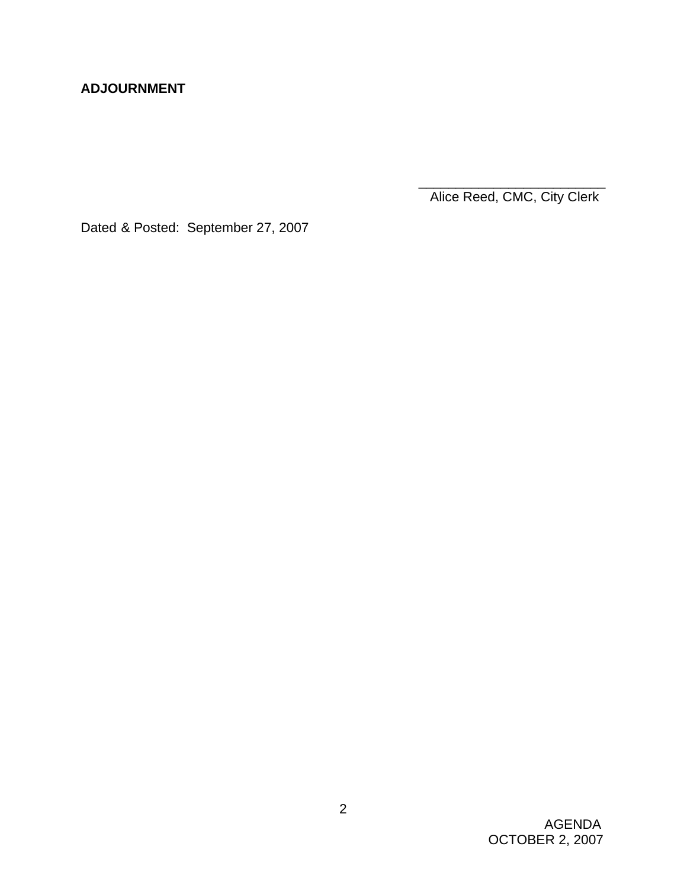**ADJOURNMENT**

\_\_\_\_\_\_\_\_\_\_\_\_\_\_\_\_\_\_\_\_\_\_\_\_\_\_

Alice Reed, CMC, City Clerk

Dated & Posted: September 27, 2007